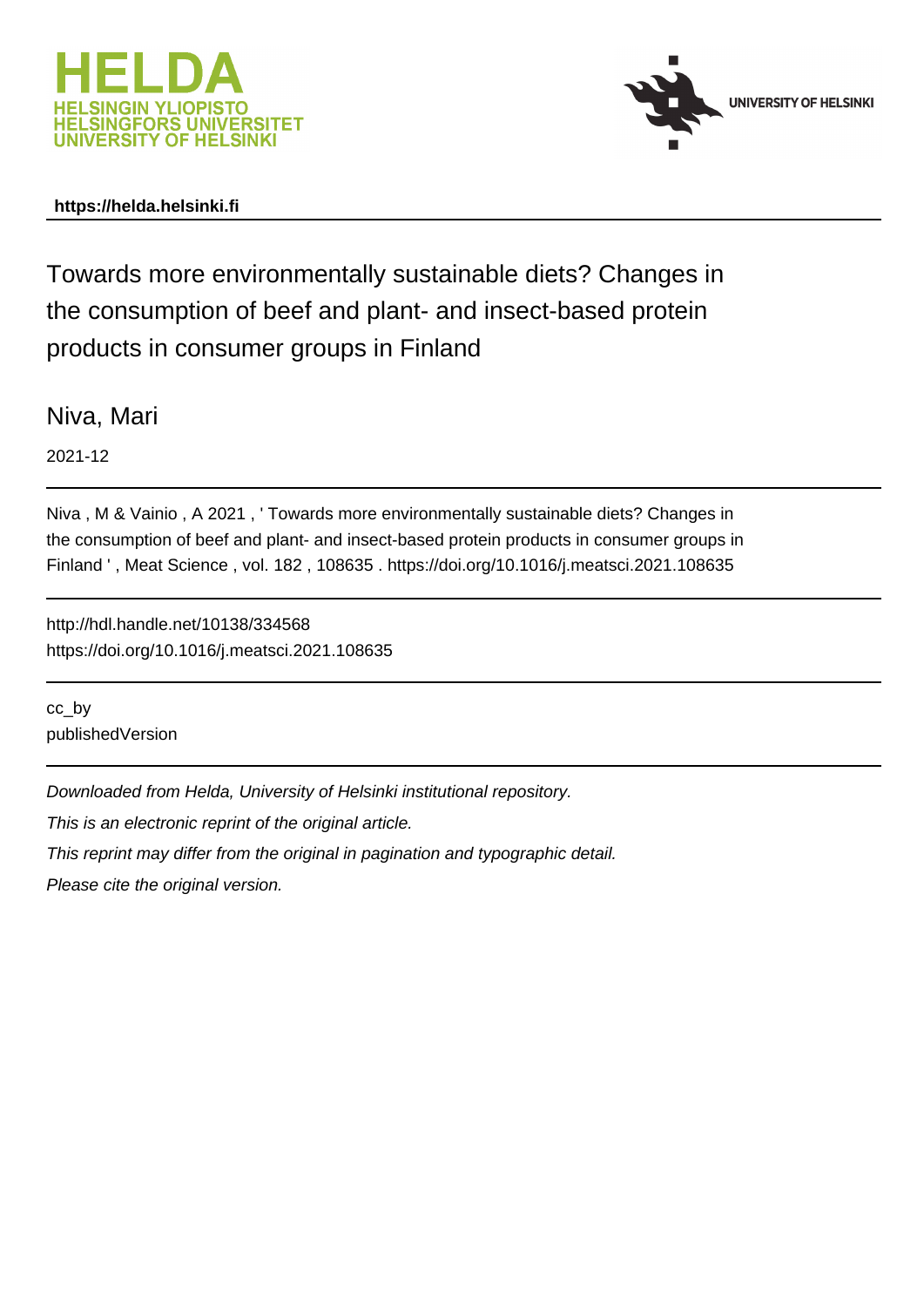**https://helda.helsinki.fi**

# Towards more environmentally sustainable diets? Changes in the consumption of beef and plant- and insect-based protein products in consumer groups in Finland

Niva, Mari

2021-12

Niva , M & Vainio , A 2021 , ' Towards more environmentally sustainable diets? Changes in the consumption of beef and plant- and insect-based protein products in consumer groups in Finland ' , Meat Science , vol. 182 , 108635 . https://doi.org/10.1016/j.meatsci.2021.108635

http://hdl.handle.net/10138/334568
https://doi.org/10.1016/j.meatsci.2021.108635

cc_by
publishedVersion

*Downloaded from Helda, University of Helsinki institutional repository.*

*This is an electronic reprint of the original article.*

*This reprint may differ from the original in pagination and typographic detail.*

*Please cite the original version.*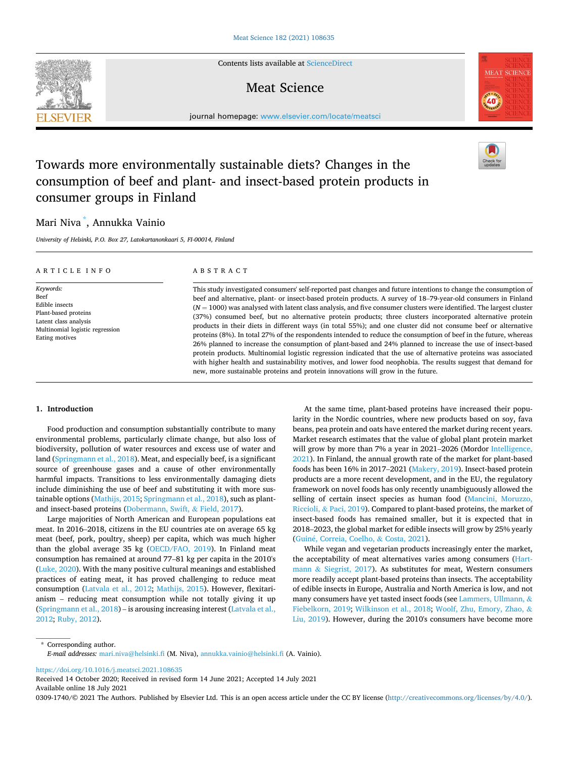# Towards more environmentally sustainable diets? Changes in the consumption of beef and plant- and insect-based protein products in consumer groups in Finland

Mari Niva [*], Annukka Vainio

*University of Helsinki, P.O. Box 27, Latokartanonkaari 5, FI-00014, Finland*

## ARTICLE INFO

*Keywords:*
Beef
Edible insects
Plant-based proteins
Latent class analysis
Multinomial logistic regression
Eating motives

## ABSTRACT

This study investigated consumers' self-reported past changes and future intentions to change the consumption of beef and alternative, plant- or insect-based protein products. A survey of 18–79-year-old consumers in Finland ($N = 1000$) was analysed with latent class analysis, and five consumer clusters were identified. The largest cluster (37%) consumed beef, but no alternative protein products; three clusters incorporated alternative protein products in their diets in different ways (in total 55%); and one cluster did not consume beef or alternative proteins (8%). In total 27% of the respondents intended to reduce the consumption of beef in the future, whereas 26% planned to increase the consumption of plant-based and 24% planned to increase the use of insect-based protein products. Multinomial logistic regression indicated that the use of alternative proteins was associated with higher health and sustainability motives, and lower food neophobia. The results suggest that demand for new, more sustainable proteins and protein innovations will grow in the future.

## 1. Introduction

Food production and consumption substantially contribute to many environmental problems, particularly climate change, but also loss of biodiversity, pollution of water resources and excess use of water and land (Springmann et al., 2018). Meat, and especially beef, is a significant source of greenhouse gases and a cause of other environmentally harmful impacts. Transitions to less environmentally damaging diets include diminishing the use of beef and substituting it with more sustainable options (Mathijs, 2015; Springmann et al., 2018), such as plant- and insect-based proteins (Dobermann, Swift, & Field, 2017).

Large majorities of North American and European populations eat meat. In 2016–2018, citizens in the EU countries ate on average 65 kg meat (beef, pork, poultry, sheep) per capita, which was much higher than the global average 35 kg (OECD/FAO, 2019). In Finland meat consumption has remained at around 77–81 kg per capita in the 2010's (Luke, 2020). With the many positive cultural meanings and established practices of eating meat, it has proved challenging to reduce meat consumption (Latvala et al., 2012; Mathijs, 2015). However, flexitarianism – reducing meat consumption while not totally giving it up (Springmann et al., 2018) – is arousing increasing interest (Latvala et al., 2012; Ruby, 2012).

At the same time, plant-based proteins have increased their popularity in the Nordic countries, where new products based on soy, fava beans, pea protein and oats have entered the market during recent years. Market research estimates that the value of global plant protein market will grow by more than 7% a year in 2021–2026 (Mordor Intelligence, 2021). In Finland, the annual growth rate of the market for plant-based foods has been 16% in 2017–2021 (Makery, 2019). Insect-based protein products are a more recent development, and in the EU, the regulatory framework on novel foods has only recently unambiguously allowed the selling of certain insect species as human food (Mancini, Moruzzo, Riccioli, & Paci, 2019). Compared to plant-based proteins, the market of insect-based foods has remained smaller, but it is expected that in 2018–2023, the global market for edible insects will grow by 25% yearly (Guiné, Correia, Coelho, & Costa, 2021).

While vegan and vegetarian products increasingly enter the market, the acceptability of meat alternatives varies among consumers (Hartmann & Siegrist, 2017). As substitutes for meat, Western consumers more readily accept plant-based proteins than insects. The acceptability of edible insects in Europe, Australia and North America is low, and not many consumers have yet tasted insect foods (see Lammers, Ullmann, & Fiebelkorn, 2019; Wilkinson et al., 2018; Woolf, Zhu, Emory, Zhao, & Liu, 2019). However, during the 2010's consumers have become more

---

[*] Corresponding author.
*E-mail addresses:* mari.niva@helsinki.fi (M. Niva), annukka.vainio@helsinki.fi (A. Vainio).

https://doi.org/10.1016/j.meatsci.2021.108635
Received 14 October 2020; Received in revised form 14 June 2021; Accepted 14 July 2021
Available online 18 July 2021
0309-1740/© 2021 The Authors. Published by Elsevier Ltd. This is an open access article under the CC BY license (http://creativecommons.org/licenses/by/4.0/).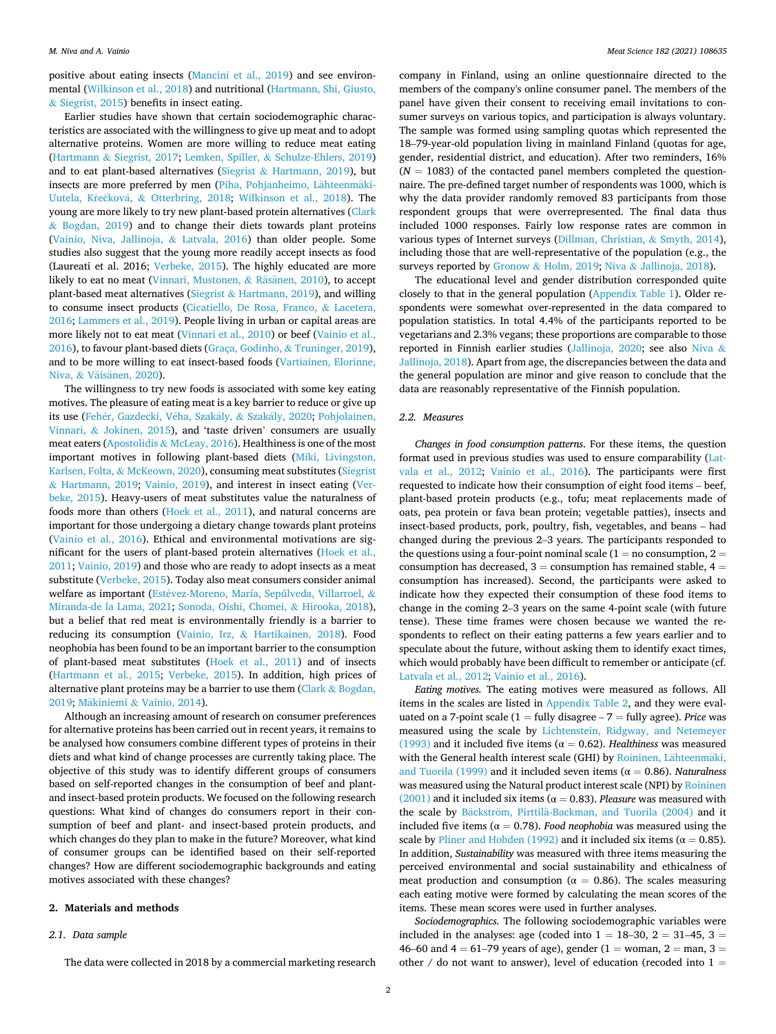positive about eating insects (Mancini et al., 2019) and see environmental (Wilkinson et al., 2018) and nutritional (Hartmann, Shi, Giusto, & Siegrist, 2015) benefits in insect eating.

Earlier studies have shown that certain sociodemographic characteristics are associated with the willingness to give up meat and to adopt alternative proteins. Women are more willing to reduce meat eating (Hartmann & Siegrist, 2017; Lemken, Spiller, & Schulze-Ehlers, 2019) and to eat plant-based alternatives (Siegrist & Hartmann, 2019), but insects are more preferred by men (Piha, Pohjanheimo, Lähteenmäki-Uutela, Krečková, & Otterbring, 2018; Wilkinson et al., 2018). The young are more likely to try new plant-based protein alternatives (Clark & Bogdan, 2019) and to change their diets towards plant proteins (Vainio, Niva, Jallinoja, & Latvala, 2016) than older people. Some studies also suggest that the young more readily accept insects as food (Laureati et al. 2016; Verbeke, 2015). The highly educated are more likely to eat no meat (Vinnari, Mustonen, & Räsänen, 2010), to accept plant-based meat alternatives (Siegrist & Hartmann, 2019), and willing to consume insect products (Cicatiello, De Rosa, Franco, & Lacetera, 2016; Lammers et al., 2019). People living in urban or capital areas are more likely not to eat meat (Vinnari et al., 2010) or beef (Vainio et al., 2016), to favour plant-based diets (Graça, Godinho, & Truninger, 2019), and to be more willing to eat insect-based foods (Vartiainen, Elorinne, Niva, & Väisänen, 2020).

The willingness to try new foods is associated with some key eating motives. The pleasure of eating meat is a key barrier to reduce or give up its use (Fehér, Gazdecki, Véha, Szakály, & Szakály, 2020; Pohjolainen, Vinnari, & Jokinen, 2015), and 'taste driven' consumers are usually meat eaters (Apostolidis & McLeay, 2016). Healthiness is one of the most important motives in following plant-based diets (Miki, Livingston, Karlsen, Folta, & McKeown, 2020), consuming meat substitutes (Siegrist & Hartmann, 2019; Vainio, 2019), and interest in insect eating (Verbeke, 2015). Heavy-users of meat substitutes value the naturalness of foods more than others (Hoek et al., 2011), and natural concerns are important for those undergoing a dietary change towards plant proteins (Vainio et al., 2016). Ethical and environmental motivations are significant for the users of plant-based protein alternatives (Hoek et al., 2011; Vainio, 2019) and those who are ready to adopt insects as a meat substitute (Verbeke, 2015). Today also meat consumers consider animal welfare as important (Estévez-Moreno, María, Sepúlveda, Villarroel, & Miranda-de la Lama, 2021; Sonoda, Oishi, Chomei, & Hirooka, 2018), but a belief that red meat is environmentally friendly is a barrier to reducing its consumption (Vainio, Irz, & Hartikainen, 2018). Food neophobia has been found to be an important barrier to the consumption of plant-based meat substitutes (Hoek et al., 2011) and of insects (Hartmann et al., 2015; Verbeke, 2015). In addition, high prices of alternative plant proteins may be a barrier to use them (Clark & Bogdan, 2019; Mäkiniemi & Vainio, 2014).

Although an increasing amount of research on consumer preferences for alternative proteins has been carried out in recent years, it remains to be analysed how consumers combine different types of proteins in their diets and what kind of change processes are currently taking place. The objective of this study was to identify different groups of consumers based on self-reported changes in the consumption of beef and plant- and insect-based protein products. We focused on the following research questions: What kind of changes do consumers report in their consumption of beef and plant- and insect-based protein products, and which changes do they plan to make in the future? Moreover, what kind of consumer groups can be identified based on their self-reported changes? How are different sociodemographic backgrounds and eating motives associated with these changes?

## 2. Materials and methods

### 2.1. Data sample

The data were collected in 2018 by a commercial marketing research company in Finland, using an online questionnaire directed to the members of the company's online consumer panel. The members of the panel have given their consent to receiving email invitations to consumer surveys on various topics, and participation is always voluntary. The sample was formed using sampling quotas which represented the 18–79-year-old population living in mainland Finland (quotas for age, gender, residential district, and education). After two reminders, 16% ($N = 1083$) of the contacted panel members completed the questionnaire. The pre-defined target number of respondents was 1000, which is why the data provider randomly removed 83 participants from those respondent groups that were overrepresented. The final data thus included 1000 responses. Fairly low response rates are common in various types of Internet surveys (Dillman, Christian, & Smyth, 2014), including those that are well-representative of the population (e.g., the surveys reported by Gronow & Holm, 2019; Niva & Jallinoja, 2018).

The educational level and gender distribution corresponded quite closely to that in the general population (Appendix Table 1). Older respondents were somewhat over-represented in the data compared to population statistics. In total 4.4% of the participants reported to be vegetarians and 2.3% vegans; these proportions are comparable to those reported in Finnish earlier studies (Jallinoja, 2020; see also Niva & Jallinoja, 2018). Apart from age, the discrepancies between the data and the general population are minor and give reason to conclude that the data are reasonably representative of the Finnish population.

### 2.2. Measures

*Changes in food consumption patterns*. For these items, the question format used in previous studies was used to ensure comparability (Latvala et al., 2012; Vainio et al., 2016). The participants were first requested to indicate how their consumption of eight food items – beef, plant-based protein products (e.g., tofu; meat replacements made of oats, pea protein or fava bean protein; vegetable patties), insects and insect-based products, pork, poultry, fish, vegetables, and beans – had changed during the previous 2–3 years. The participants responded to the questions using a four-point nominal scale (1 = no consumption, 2 = consumption has decreased, 3 = consumption has remained stable, 4 = consumption has increased). Second, the participants were asked to indicate how they expected their consumption of these food items to change in the coming 2–3 years on the same 4-point scale (with future tense). These time frames were chosen because we wanted the respondents to reflect on their eating patterns a few years earlier and to speculate about the future, without asking them to identify exact times, which would probably have been difficult to remember or anticipate (cf. Latvala et al., 2012; Vainio et al., 2016).

*Eating motives*. The eating motives were measured as follows. All items in the scales are listed in Appendix Table 2, and they were evaluated on a 7-point scale (1 = fully disagree – 7 = fully agree). *Price* was measured using the scale by Lichtenstein, Ridgway, and Netemeyer (1993) and it included five items ($\alpha = 0.62$). *Healthiness* was measured with the General health interest scale (GHI) by Roininen, Lähteenmäki, and Tuorila (1999) and it included seven items ($\alpha = 0.86$). *Naturalness* was measured using the Natural product interest scale (NPI) by Roininen (2001) and it included six items ($\alpha = 0.83$). *Pleasure* was measured with the scale by Bäckström, Pirttilä-Backman, and Tuorila (2004) and it included five items ($\alpha = 0.78$). *Food neophobia* was measured using the scale by Pliner and Hobden (1992) and it included six items ($\alpha = 0.85$). In addition, *Sustainability* was measured with three items measuring the perceived environmental and social sustainability and ethicalness of meat production and consumption ($\alpha = 0.86$). The scales measuring each eating motive were formed by calculating the mean scores of the items. These mean scores were used in further analyses.

*Sociodemographics*. The following sociodemographic variables were included in the analyses: age (coded into 1 = 18–30, 2 = 31–45, 3 = 46–60 and 4 = 61–79 years of age), gender (1 = woman, 2 = man, 3 = other / do not want to answer), level of education (recoded into 1 =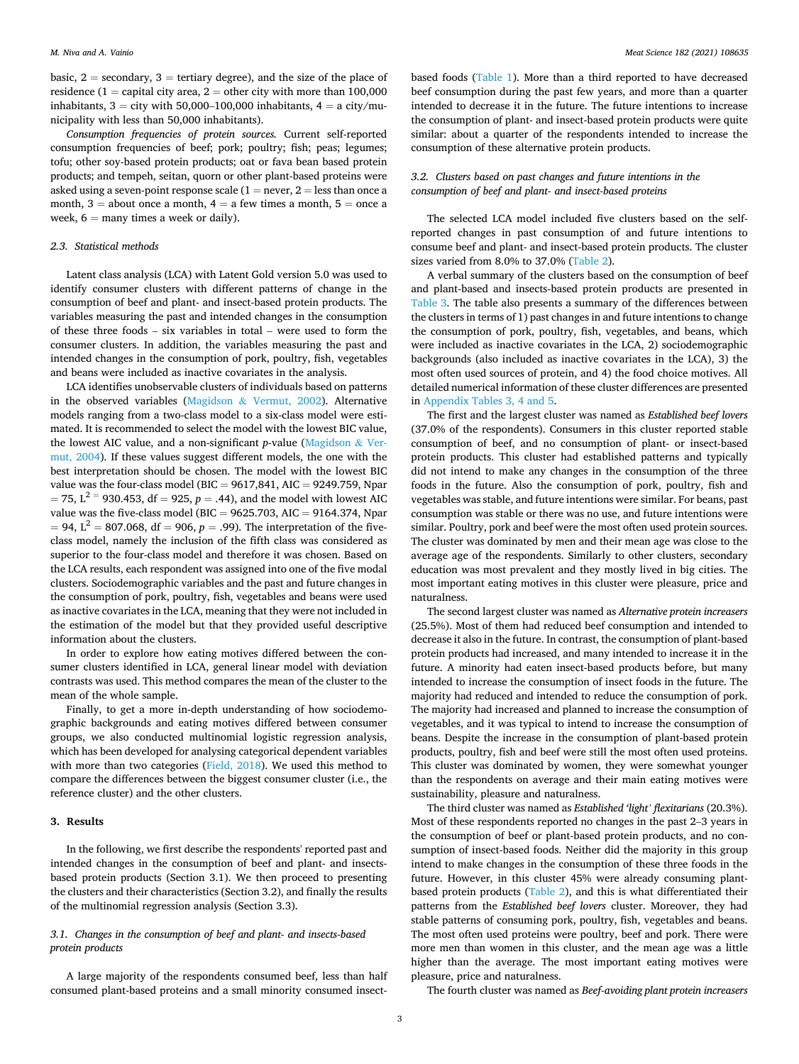basic, 2 = secondary, 3 = tertiary degree), and the size of the place of residence (1 = capital city area, 2 = other city with more than 100,000 inhabitants, 3 = city with 50,000–100,000 inhabitants, 4 = a city/municipality with less than 50,000 inhabitants).

*Consumption frequencies of protein sources.* Current self-reported consumption frequencies of beef; pork; poultry; fish; peas; legumes; tofu; other soy-based protein products; oat or fava bean based protein products; and tempeh, seitan, quorn or other plant-based proteins were asked using a seven-point response scale (1 = never, 2 = less than once a month, 3 = about once a month, 4 = a few times a month, 5 = once a week, 6 = many times a week or daily).

### 2.3. Statistical methods

Latent class analysis (LCA) with Latent Gold version 5.0 was used to identify consumer clusters with different patterns of change in the consumption of beef and plant- and insect-based protein products. The variables measuring the past and intended changes in the consumption of these three foods – six variables in total – were used to form the consumer clusters. In addition, the variables measuring the past and intended changes in the consumption of pork, poultry, fish, vegetables and beans were included as inactive covariates in the analysis.

LCA identifies unobservable clusters of individuals based on patterns in the observed variables (Magidson & Vermut, 2002). Alternative models ranging from a two-class model to a six-class model were estimated. It is recommended to select the model with the lowest BIC value, the lowest AIC value, and a non-significant *p*-value (Magidson & Vermut, 2004). If these values suggest different models, the one with the best interpretation should be chosen. The model with the lowest BIC value was the four-class model (BIC = 9617,841, AIC = 9249.759, Npar = 75, $L^2$ = 930.453, df = 925, *p* = .44), and the model with lowest AIC value was the five-class model (BIC = 9625.703, AIC = 9164.374, Npar = 94, $L^2$ = 807.068, df = 906, *p* = .99). The interpretation of the five-class model, namely the inclusion of the fifth class was considered as superior to the four-class model and therefore it was chosen. Based on the LCA results, each respondent was assigned into one of the five modal clusters. Sociodemographic variables and the past and future changes in the consumption of pork, poultry, fish, vegetables and beans were used as inactive covariates in the LCA, meaning that they were not included in the estimation of the model but that they provided useful descriptive information about the clusters.

In order to explore how eating motives differed between the consumer clusters identified in LCA, general linear model with deviation contrasts was used. This method compares the mean of the cluster to the mean of the whole sample.

Finally, to get a more in-depth understanding of how sociodemographic backgrounds and eating motives differed between consumer groups, we also conducted multinomial logistic regression analysis, which has been developed for analysing categorical dependent variables with more than two categories (Field, 2018). We used this method to compare the differences between the biggest consumer cluster (i.e., the reference cluster) and the other clusters.

## 3. Results

In the following, we first describe the respondents' reported past and intended changes in the consumption of beef and plant- and insects-based protein products (Section 3.1). We then proceed to presenting the clusters and their characteristics (Section 3.2), and finally the results of the multinomial regression analysis (Section 3.3).

### 3.1. Changes in the consumption of beef and plant- and insects-based protein products

A large majority of the respondents consumed beef, less than half consumed plant-based proteins and a small minority consumed insect-based foods (Table 1). More than a third reported to have decreased beef consumption during the past few years, and more than a quarter intended to decrease it in the future. The future intentions to increase the consumption of plant- and insect-based protein products were quite similar: about a quarter of the respondents intended to increase the consumption of these alternative protein products.

### 3.2. Clusters based on past changes and future intentions in the consumption of beef and plant- and insect-based proteins

The selected LCA model included five clusters based on the self-reported changes in past consumption of and future intentions to consume beef and plant- and insect-based protein products. The cluster sizes varied from 8.0% to 37.0% (Table 2).

A verbal summary of the clusters based on the consumption of beef and plant-based and insects-based protein products are presented in Table 3. The table also presents a summary of the differences between the clusters in terms of 1) past changes in and future intentions to change the consumption of pork, poultry, fish, vegetables, and beans, which were included as inactive covariates in the LCA, 2) sociodemographic backgrounds (also included as inactive covariates in the LCA), 3) the most often used sources of protein, and 4) the food choice motives. All detailed numerical information of these cluster differences are presented in Appendix Tables 3, 4 and 5.

The first and the largest cluster was named as *Established beef lovers* (37.0% of the respondents). Consumers in this cluster reported stable consumption of beef, and no consumption of plant- or insect-based protein products. This cluster had established patterns and typically did not intend to make any changes in the consumption of the three foods in the future. Also the consumption of pork, poultry, fish and vegetables was stable, and future intentions were similar. For beans, past consumption was stable or there was no use, and future intentions were similar. Poultry, pork and beef were the most often used protein sources. The cluster was dominated by men and their mean age was close to the average age of the respondents. Similarly to other clusters, secondary education was most prevalent and they mostly lived in big cities. The most important eating motives in this cluster were pleasure, price and naturalness.

The second largest cluster was named as *Alternative protein increasers* (25.5%). Most of them had reduced beef consumption and intended to decrease it also in the future. In contrast, the consumption of plant-based protein products had increased, and many intended to increase it in the future. A minority had eaten insect-based products before, but many intended to increase the consumption of insect foods in the future. The majority had reduced and intended to reduce the consumption of pork. The majority had increased and planned to increase the consumption of vegetables, and it was typical to intend to increase the consumption of beans. Despite the increase in the consumption of plant-based protein products, poultry, fish and beef were still the most often used proteins. This cluster was dominated by women, they were somewhat younger than the respondents on average and their main eating motives were sustainability, pleasure and naturalness.

The third cluster was named as *Established 'light' flexitarians* (20.3%). Most of these respondents reported no changes in the past 2–3 years in the consumption of beef or plant-based protein products, and no consumption of insect-based foods. Neither did the majority in this group intend to make changes in the consumption of these three foods in the future. However, in this cluster 45% were already consuming plant-based protein products (Table 2), and this is what differentiated their patterns from the *Established beef lovers* cluster. Moreover, they had stable patterns of consuming pork, poultry, fish, vegetables and beans. The most often used proteins were poultry, beef and pork. There were more men than women in this cluster, and the mean age was a little higher than the average. The most important eating motives were pleasure, price and naturalness.

The fourth cluster was named as *Beef-avoiding plant protein increasers*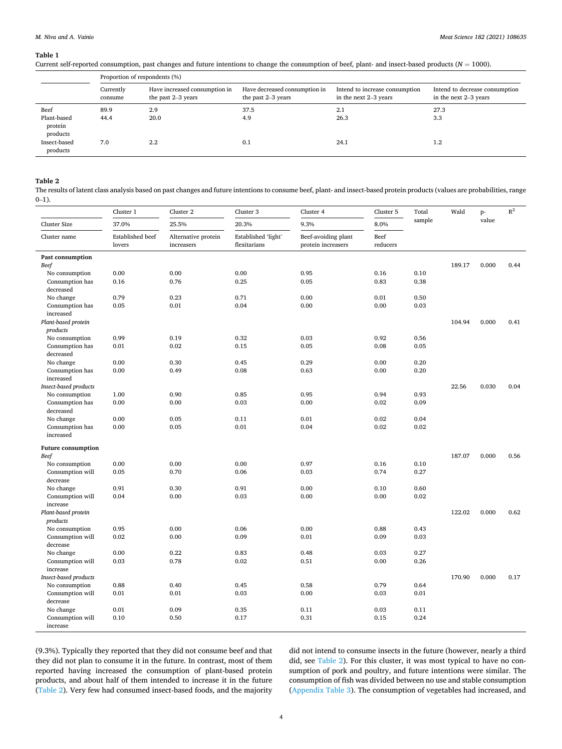**Table 1**
Current self-reported consumption, past changes and future intentions to change the consumption of beef, plant- and insect-based products ($N$ = 1000).

| | Proportion of respondents (%) | | | | |
|---|---|---|---|---|---|
| | Currently consume | Have increased consumption in the past 2–3 years | Have decreased consumption in the past 2–3 years | Intend to increase consumption in the next 2–3 years | Intend to decrease consumption in the next 2–3 years |
| Beef | 89.9 | 2.9 | 37.5 | 2.1 | 27.3 |
| Plant-based protein products | 44.4 | 20.0 | 4.9 | 26.3 | 3.3 |
| Insect-based products | 7.0 | 2.2 | 0.1 | 24.1 | 1.2 |

**Table 2**
The results of latent class analysis based on past changes and future intentions to consume beef, plant- and insect-based protein products (values are probabilities, range 0–1).

| | Cluster 1 | Cluster 2 | Cluster 3 | Cluster 4 | Cluster 5 | Total sample | Wald | p-value | $R^2$ |
|---|---|---|---|---|---|---|---|---|---|
| Cluster Size | 37.0% | 25.5% | 20.3% | 9.3% | 8.0% | | | | |
| Cluster name | Established beef lovers | Alternative protein increasers | Established 'light' flexitarians | Beef-avoiding plant protein increasers | Beef reducers | | | | |
| **Past consumption** | | | | | | | | | |
| *Beef* | | | | | | | 189.17 | 0.000 | 0.44 |
| No consumption | 0.00 | 0.00 | 0.00 | 0.95 | 0.16 | 0.10 | | | |
| Consumption has decreased | 0.16 | 0.76 | 0.25 | 0.05 | 0.83 | 0.38 | | | |
| No change | 0.79 | 0.23 | 0.71 | 0.00 | 0.01 | 0.50 | | | |
| Consumption has increased | 0.05 | 0.01 | 0.04 | 0.00 | 0.00 | 0.03 | | | |
| *Plant-based protein products* | | | | | | | 104.94 | 0.000 | 0.41 |
| No consumption | 0.99 | 0.19 | 0.32 | 0.03 | 0.92 | 0.56 | | | |
| Consumption has decreased | 0.01 | 0.02 | 0.15 | 0.05 | 0.08 | 0.05 | | | |
| No change | 0.00 | 0.30 | 0.45 | 0.29 | 0.00 | 0.20 | | | |
| Consumption has increased | 0.00 | 0.49 | 0.08 | 0.63 | 0.00 | 0.20 | | | |
| *Insect-based products* | | | | | | | 22.56 | 0.030 | 0.04 |
| No consumption | 1.00 | 0.90 | 0.85 | 0.95 | 0.94 | 0.93 | | | |
| Consumption has decreased | 0.00 | 0.00 | 0.03 | 0.00 | 0.02 | 0.09 | | | |
| No change | 0.00 | 0.05 | 0.11 | 0.01 | 0.02 | 0.04 | | | |
| Consumption has increased | 0.00 | 0.05 | 0.01 | 0.04 | 0.02 | 0.02 | | | |
| **Future consumption** | | | | | | | | | |
| *Beef* | | | | | | | 187.07 | 0.000 | 0.56 |
| No consumption | 0.00 | 0.00 | 0.00 | 0.97 | 0.16 | 0.10 | | | |
| Consumption will decrease | 0.05 | 0.70 | 0.06 | 0.03 | 0.74 | 0.27 | | | |
| No change | 0.91 | 0.30 | 0.91 | 0.00 | 0.10 | 0.60 | | | |
| Consumption will increase | 0.04 | 0.00 | 0.03 | 0.00 | 0.00 | 0.02 | | | |
| *Plant-based protein products* | | | | | | | 122.02 | 0.000 | 0.62 |
| No consumption | 0.95 | 0.00 | 0.06 | 0.00 | 0.88 | 0.43 | | | |
| Consumption will decrease | 0.02 | 0.00 | 0.09 | 0.01 | 0.09 | 0.03 | | | |
| No change | 0.00 | 0.22 | 0.83 | 0.48 | 0.03 | 0.27 | | | |
| Consumption will increase | 0.03 | 0.78 | 0.02 | 0.51 | 0.00 | 0.26 | | | |
| *Insect-based products* | | | | | | | 170.90 | 0.000 | 0.17 |
| No consumption | 0.88 | 0.40 | 0.45 | 0.58 | 0.79 | 0.64 | | | |
| Consumption will decrease | 0.01 | 0.01 | 0.03 | 0.00 | 0.03 | 0.01 | | | |
| No change | 0.01 | 0.09 | 0.35 | 0.11 | 0.03 | 0.11 | | | |
| Consumption will increase | 0.10 | 0.50 | 0.17 | 0.31 | 0.15 | 0.24 | | | |

(9.3%). Typically they reported that they did not consume beef and that they did not plan to consume it in the future. In contrast, most of them reported having increased the consumption of plant-based protein products, and about half of them intended to increase it in the future (Table 2). Very few had consumed insect-based foods, and the majority did not intend to consume insects in the future (however, nearly a third did, see Table 2). For this cluster, it was most typical to have no consumption of pork and poultry, and future intentions were similar. The consumption of fish was divided between no use and stable consumption (Appendix Table 3). The consumption of vegetables had increased, and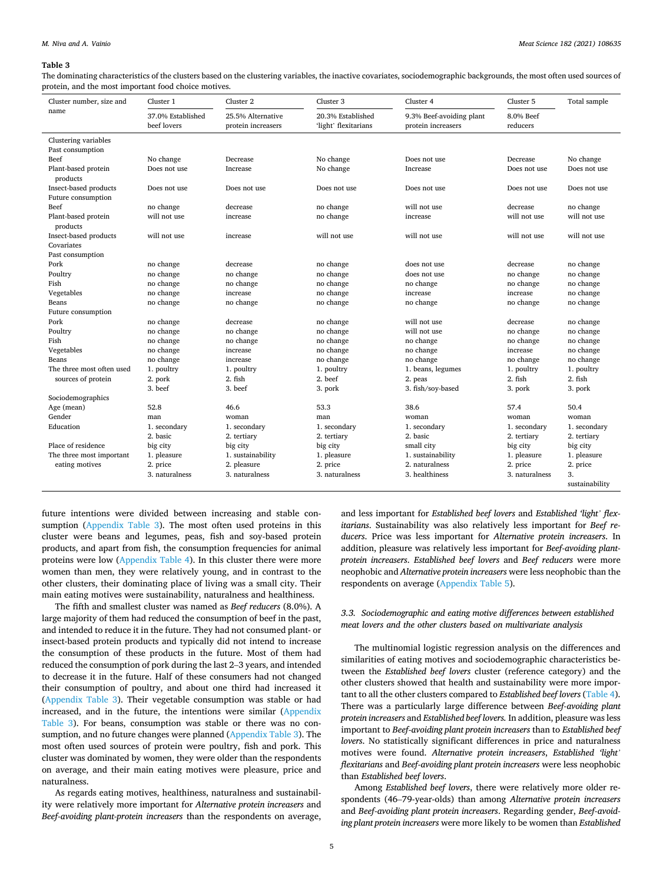**Table 3**

The dominating characteristics of the clusters based on the clustering variables, the inactive covariates, sociodemographic backgrounds, the most often used sources of protein, and the most important food choice motives.

| Cluster number, size and name | Cluster 1 | Cluster 2 | Cluster 3 | Cluster 4 | Cluster 5 | Total sample |
|---|---|---|---|---|---|---|
| | 37.0% Established beef lovers | 25.5% Alternative protein increasers | 20.3% Established 'light' flexitarians | 9.3% Beef-avoiding plant protein increasers | 8.0% Beef reducers | |
| Clustering variables | | | | | | |
| Past consumption | | | | | | |
| Beef | No change | Decrease | No change | Does not use | Decrease | No change |
| Plant-based protein products | Does not use | Increase | No change | Increase | Does not use | Does not use |
| Insect-based products | Does not use | Does not use | Does not use | Does not use | Does not use | Does not use |
| Future consumption | | | | | | |
| Beef | no change | decrease | no change | will not use | decrease | no change |
| Plant-based protein products | will not use | increase | no change | increase | will not use | will not use |
| Insect-based products | will not use | increase | will not use | will not use | will not use | will not use |
| Covariates | | | | | | |
| Past consumption | | | | | | |
| Pork | no change | decrease | no change | does not use | decrease | no change |
| Poultry | no change | no change | no change | does not use | no change | no change |
| Fish | no change | no change | no change | no change | no change | no change |
| Vegetables | no change | increase | no change | increase | increase | no change |
| Beans | no change | no change | no change | no change | no change | no change |
| Future consumption | | | | | | |
| Pork | no change | decrease | no change | will not use | decrease | no change |
| Poultry | no change | no change | no change | will not use | no change | no change |
| Fish | no change | no change | no change | no change | no change | no change |
| Vegetables | no change | increase | no change | no change | increase | no change |
| Beans | no change | increase | no change | no change | no change | no change |
| The three most often used sources of protein | 1. poultry<br>2. pork<br>3. beef | 1. poultry<br>2. fish<br>3. beef | 1. poultry<br>2. beef<br>3. pork | 1. beans, legumes<br>2. peas<br>3. fish/soy-based | 1. poultry<br>2. fish<br>3. pork | 1. poultry<br>2. fish<br>3. pork |
| Sociodemographics | | | | | | |
| Age (mean) | 52.8 | 46.6 | 53.3 | 38.6 | 57.4 | 50.4 |
| Gender | man | woman | man | woman | woman | woman |
| Education | 1. secondary<br>2. basic | 1. secondary<br>2. tertiary | 1. secondary<br>2. tertiary | 1. secondary<br>2. basic | 1. secondary<br>2. tertiary | 1. secondary<br>2. tertiary |
| Place of residence | big city | big city | big city | small city | big city | big city |
| The three most important eating motives | 1. pleasure<br>2. price<br>3. naturalness | 1. sustainability<br>2. pleasure<br>3. naturalness | 1. pleasure<br>2. price<br>3. naturalness | 1. sustainability<br>2. naturalness<br>3. healthiness | 1. pleasure<br>2. price<br>3. naturalness | 1. pleasure<br>2. price<br>3. sustainability |

future intentions were divided between increasing and stable consumption (Appendix Table 3). The most often used proteins in this cluster were beans and legumes, peas, fish and soy-based protein products, and apart from fish, the consumption frequencies for animal proteins were low (Appendix Table 4). In this cluster there were more women than men, they were relatively young, and in contrast to the other clusters, their dominating place of living was a small city. Their main eating motives were sustainability, naturalness and healthiness.

The fifth and smallest cluster was named as *Beef reducers* (8.0%). A large majority of them had reduced the consumption of beef in the past, and intended to reduce it in the future. They had not consumed plant- or insect-based protein products and typically did not intend to increase the consumption of these products in the future. Most of them had reduced the consumption of pork during the last 2–3 years, and intended to decrease it in the future. Half of these consumers had not changed their consumption of poultry, and about one third had increased it (Appendix Table 3). Their vegetable consumption was stable or had increased, and in the future, the intentions were similar (Appendix Table 3). For beans, consumption was stable or there was no consumption, and no future changes were planned (Appendix Table 3). The most often used sources of protein were poultry, fish and pork. This cluster was dominated by women, they were older than the respondents on average, and their main eating motives were pleasure, price and naturalness.

As regards eating motives, healthiness, naturalness and sustainability were relatively more important for *Alternative protein increasers* and *Beef-avoiding plant-protein increasers* than the respondents on average, and less important for *Established beef lovers* and *Established 'light' flexitarians*. Sustainability was also relatively less important for *Beef reducers*. Price was less important for *Alternative protein increasers*. In addition, pleasure was relatively less important for *Beef-avoiding plant-protein increasers*. *Established beef lovers* and *Beef reducers* were more neophobic and *Alternative protein increasers* were less neophobic than the respondents on average (Appendix Table 5).

### 3.3. Sociodemographic and eating motive differences between established meat lovers and the other clusters based on multivariate analysis

The multinomial logistic regression analysis on the differences and similarities of eating motives and sociodemographic characteristics between the *Established beef lovers* cluster (reference category) and the other clusters showed that health and sustainability were more important to all the other clusters compared to *Established beef lovers* (Table 4). There was a particularly large difference between *Beef-avoiding plant protein increasers* and *Established beef lovers.* In addition, pleasure was less important to *Beef-avoiding plant protein increasers* than to *Established beef lovers*. No statistically significant differences in price and naturalness motives were found. *Alternative protein increasers*, *Established 'light' flexitarians* and *Beef-avoiding plant protein increasers* were less neophobic than *Established beef lovers*.

Among *Established beef lovers*, there were relatively more older respondents (46–79-year-olds) than among *Alternative protein increasers* and *Beef-avoiding plant protein increasers*. Regarding gender, *Beef-avoiding plant protein increasers* were more likely to be women than *Established*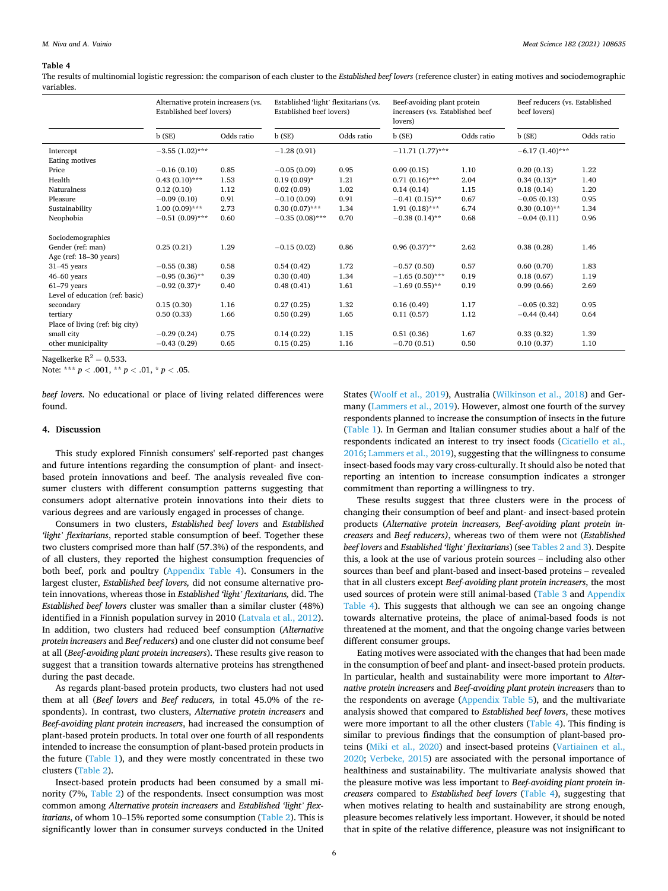**Table 4**
The results of multinomial logistic regression: the comparison of each cluster to the *Established beef lovers* (reference cluster) in eating motives and sociodemographic variables.

| | Alternative protein increasers (vs. Established beef lovers) | | Established 'light' flexitarians (vs. Established beef lovers) | | Beef-avoiding plant protein increasers (vs. Established beef lovers) | | Beef reducers (vs. Established beef lovers) | |
|---|---|---|---|---|---|---|---|---|
| | b (SE) | Odds ratio | b (SE) | Odds ratio | b (SE) | Odds ratio | b (SE) | Odds ratio |
| Intercept | −3.55 (1.02)*** | | −1.28 (0.91) | | −11.71 (1.77)*** | | −6.17 (1.40)*** | |
| Eating motives | | | | | | | | |
| Price | −0.16 (0.10) | 0.85 | −0.05 (0.09) | 0.95 | 0.09 (0.15) | 1.10 | 0.20 (0.13) | 1.22 |
| Health | 0.43 (0.10)*** | 1.53 | 0.19 (0.09)* | 1.21 | 0.71 (0.16)*** | 2.04 | 0.34 (0.13)* | 1.40 |
| Naturalness | 0.12 (0.10) | 1.12 | 0.02 (0.09) | 1.02 | 0.14 (0.14) | 1.15 | 0.18 (0.14) | 1.20 |
| Pleasure | −0.09 (0.10) | 0.91 | −0.10 (0.09) | 0.91 | −0.41 (0.15)** | 0.67 | −0.05 (0.13) | 0.95 |
| Sustainability | 1.00 (0.09)*** | 2.73 | 0.30 (0.07)*** | 1.34 | 1.91 (0.18)*** | 6.74 | 0.30 (0.10)** | 1.34 |
| Neophobia | −0.51 (0.09)*** | 0.60 | −0.35 (0.08)*** | 0.70 | −0.38 (0.14)** | 0.68 | −0.04 (0.11) | 0.96 |
| Sociodemographics | | | | | | | | |
| Gender (ref: man) | 0.25 (0.21) | 1.29 | −0.15 (0.02) | 0.86 | 0.96 (0.37)** | 2.62 | 0.38 (0.28) | 1.46 |
| Age (ref: 18–30 years) | | | | | | | | |
| 31–45 years | −0.55 (0.38) | 0.58 | 0.54 (0.42) | 1.72 | −0.57 (0.50) | 0.57 | 0.60 (0.70) | 1.83 |
| 46–60 years | −0.95 (0.36)** | 0.39 | 0.30 (0.40) | 1.34 | −1.65 (0.50)*** | 0.19 | 0.18 (0.67) | 1.19 |
| 61–79 years | −0.92 (0.37)* | 0.40 | 0.48 (0.41) | 1.61 | −1.69 (0.55)** | 0.19 | 0.99 (0.66) | 2.69 |
| Level of education (ref: basic) | | | | | | | | |
| secondary | 0.15 (0.30) | 1.16 | 0.27 (0.25) | 1.32 | 0.16 (0.49) | 1.17 | −0.05 (0.32) | 0.95 |
| tertiary | 0.50 (0.33) | 1.66 | 0.50 (0.29) | 1.65 | 0.11 (0.57) | 1.12 | −0.44 (0.44) | 0.64 |
| Place of living (ref: big city) | | | | | | | | |
| small city | −0.29 (0.24) | 0.75 | 0.14 (0.22) | 1.15 | 0.51 (0.36) | 1.67 | 0.33 (0.32) | 1.39 |
| other municipality | −0.43 (0.29) | 0.65 | 0.15 (0.25) | 1.16 | −0.70 (0.51) | 0.50 | 0.10 (0.37) | 1.10 |

Nagelkerke $R^2 = 0.533$.
Note: *** $p < .001$, ** $p < .01$, * $p < .05$.

*beef lovers*. No educational or place of living related differences were found.

## 4. Discussion

This study explored Finnish consumers' self-reported past changes and future intentions regarding the consumption of plant- and insect-based protein innovations and beef. The analysis revealed five consumer clusters with different consumption patterns suggesting that consumers adopt alternative protein innovations into their diets to various degrees and are variously engaged in processes of change.

Consumers in two clusters, *Established beef lovers* and *Established 'light' flexitarians*, reported stable consumption of beef. Together these two clusters comprised more than half (57.3%) of the respondents, and of all clusters, they reported the highest consumption frequencies of both beef, pork and poultry (Appendix Table 4). Consumers in the largest cluster, *Established beef lovers,* did not consume alternative protein innovations, whereas those in *Established 'light' flexitarians,* did. The *Established beef lovers* cluster was smaller than a similar cluster (48%) identified in a Finnish population survey in 2010 (Latvala et al., 2012). In addition, two clusters had reduced beef consumption (*Alternative protein increasers* and *Beef reducers*) and one cluster did not consume beef at all (*Beef-avoiding plant protein increasers*). These results give reason to suggest that a transition towards alternative proteins has strengthened during the past decade.

As regards plant-based protein products, two clusters had not used them at all (*Beef lovers* and *Beef reducers,* in total 45.0% of the respondents). In contrast, two clusters, *Alternative protein increasers* and *Beef-avoiding plant protein increasers*, had increased the consumption of plant-based protein products. In total over one fourth of all respondents intended to increase the consumption of plant-based protein products in the future (Table 1), and they were mostly concentrated in these two clusters (Table 2).

Insect-based protein products had been consumed by a small minority (7%, Table 2) of the respondents. Insect consumption was most common among *Alternative protein increasers* and *Established 'light' flexitarians*, of whom 10–15% reported some consumption (Table 2). This is significantly lower than in consumer surveys conducted in the United States (Woolf et al., 2019), Australia (Wilkinson et al., 2018) and Germany (Lammers et al., 2019). However, almost one fourth of the survey respondents planned to increase the consumption of insects in the future (Table 1). In German and Italian consumer studies about a half of the respondents indicated an interest to try insect foods (Cicatiello et al., 2016; Lammers et al., 2019), suggesting that the willingness to consume insect-based foods may vary cross-culturally. It should also be noted that reporting an intention to increase consumption indicates a stronger commitment than reporting a willingness to try.

These results suggest that three clusters were in the process of changing their consumption of beef and plant- and insect-based protein products (*Alternative protein increasers, Beef-avoiding plant protein increasers* and *Beef reducers)*, whereas two of them were not (*Established beef lovers* and *Established 'light' flexitarians*) (see Tables 2 and 3). Despite this, a look at the use of various protein sources – including also other sources than beef and plant-based and insect-based proteins – revealed that in all clusters except *Beef-avoiding plant protein increasers*, the most used sources of protein were still animal-based (Table 3 and Appendix Table 4). This suggests that although we can see an ongoing change towards alternative proteins, the place of animal-based foods is not threatened at the moment, and that the ongoing change varies between different consumer groups.

Eating motives were associated with the changes that had been made in the consumption of beef and plant- and insect-based protein products. In particular, health and sustainability were more important to *Alternative protein increasers* and *Beef-avoiding plant protein increasers* than to the respondents on average (Appendix Table 5), and the multivariate analysis showed that compared to *Established beef lovers*, these motives were more important to all the other clusters (Table 4). This finding is similar to previous findings that the consumption of plant-based proteins (Miki et al., 2020) and insect-based proteins (Vartiainen et al., 2020; Verbeke, 2015) are associated with the personal importance of healthiness and sustainability. The multivariate analysis showed that the pleasure motive was less important to *Beef-avoiding plant protein increasers* compared to *Established beef lovers* (Table 4), suggesting that when motives relating to health and sustainability are strong enough, pleasure becomes relatively less important. However, it should be noted that in spite of the relative difference, pleasure was not insignificant to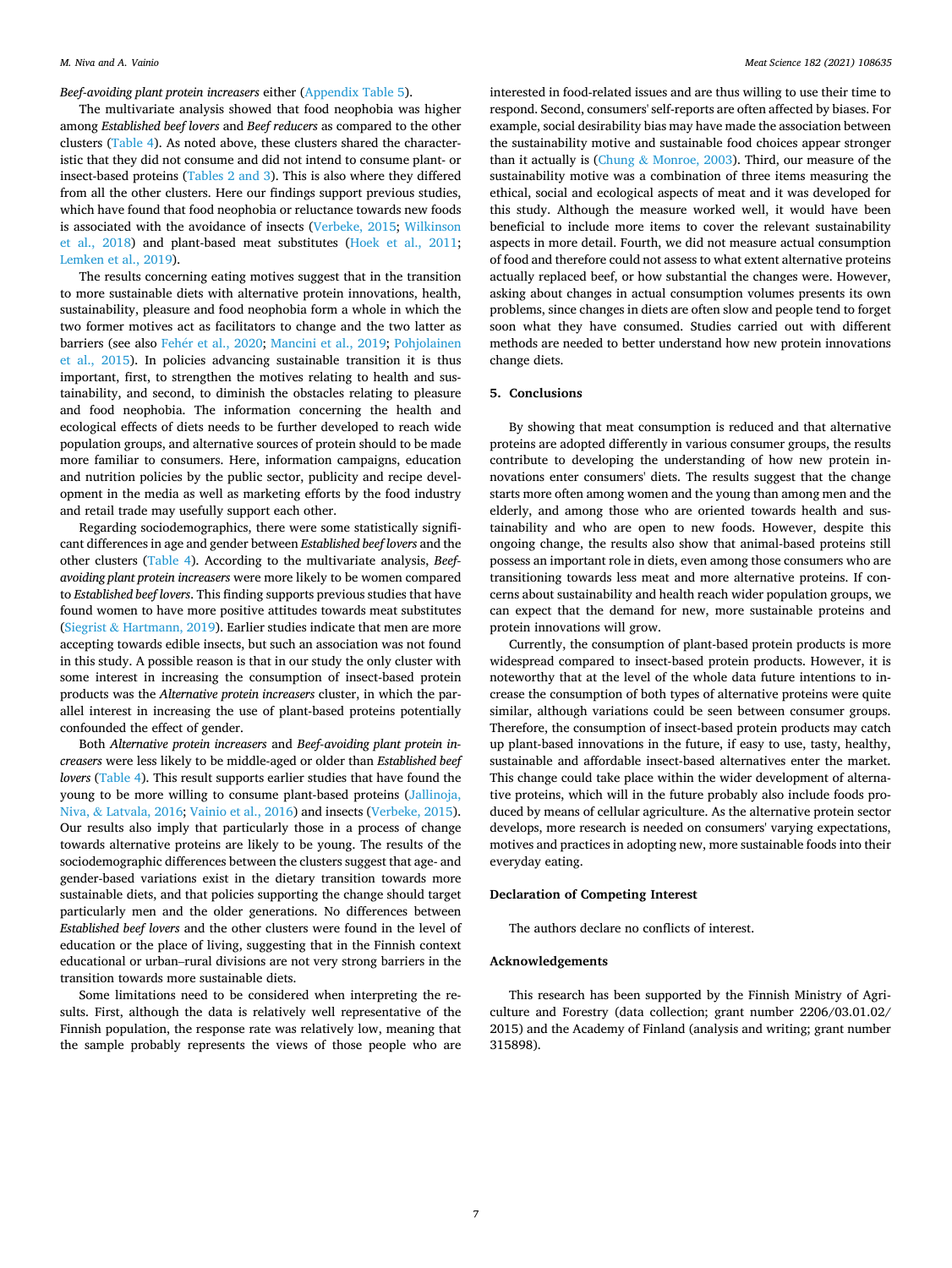*Beef-avoiding plant protein increasers* either (Appendix Table 5).

The multivariate analysis showed that food neophobia was higher among *Established beef lovers* and *Beef reducers* as compared to the other clusters (Table 4). As noted above, these clusters shared the characteristic that they did not consume and did not intend to consume plant- or insect-based proteins (Tables 2 and 3). This is also where they differed from all the other clusters. Here our findings support previous studies, which have found that food neophobia or reluctance towards new foods is associated with the avoidance of insects (Verbeke, 2015; Wilkinson et al., 2018) and plant-based meat substitutes (Hoek et al., 2011; Lemken et al., 2019).

The results concerning eating motives suggest that in the transition to more sustainable diets with alternative protein innovations, health, sustainability, pleasure and food neophobia form a whole in which the two former motives act as facilitators to change and the two latter as barriers (see also Fehér et al., 2020; Mancini et al., 2019; Pohjolainen et al., 2015). In policies advancing sustainable transition it is thus important, first, to strengthen the motives relating to health and sustainability, and second, to diminish the obstacles relating to pleasure and food neophobia. The information concerning the health and ecological effects of diets needs to be further developed to reach wide population groups, and alternative sources of protein should to be made more familiar to consumers. Here, information campaigns, education and nutrition policies by the public sector, publicity and recipe development in the media as well as marketing efforts by the food industry and retail trade may usefully support each other.

Regarding sociodemographics, there were some statistically significant differences in age and gender between *Established beef lovers* and the other clusters (Table 4). According to the multivariate analysis, *Beef-avoiding plant protein increasers* were more likely to be women compared to *Established beef lovers*. This finding supports previous studies that have found women to have more positive attitudes towards meat substitutes (Siegrist & Hartmann, 2019). Earlier studies indicate that men are more accepting towards edible insects, but such an association was not found in this study. A possible reason is that in our study the only cluster with some interest in increasing the consumption of insect-based protein products was the *Alternative protein increasers* cluster, in which the parallel interest in increasing the use of plant-based proteins potentially confounded the effect of gender.

Both *Alternative protein increasers* and *Beef-avoiding plant protein increasers* were less likely to be middle-aged or older than *Established beef lovers* (Table 4). This result supports earlier studies that have found the young to be more willing to consume plant-based proteins (Jallinoja, Niva, & Latvala, 2016; Vainio et al., 2016) and insects (Verbeke, 2015). Our results also imply that particularly those in a process of change towards alternative proteins are likely to be young. The results of the sociodemographic differences between the clusters suggest that age- and gender-based variations exist in the dietary transition towards more sustainable diets, and that policies supporting the change should target particularly men and the older generations. No differences between *Established beef lovers* and the other clusters were found in the level of education or the place of living, suggesting that in the Finnish context educational or urban–rural divisions are not very strong barriers in the transition towards more sustainable diets.

Some limitations need to be considered when interpreting the results. First, although the data is relatively well representative of the Finnish population, the response rate was relatively low, meaning that the sample probably represents the views of those people who are interested in food-related issues and are thus willing to use their time to respond. Second, consumers' self-reports are often affected by biases. For example, social desirability bias may have made the association between the sustainability motive and sustainable food choices appear stronger than it actually is (Chung & Monroe, 2003). Third, our measure of the sustainability motive was a combination of three items measuring the ethical, social and ecological aspects of meat and it was developed for this study. Although the measure worked well, it would have been beneficial to include more items to cover the relevant sustainability aspects in more detail. Fourth, we did not measure actual consumption of food and therefore could not assess to what extent alternative proteins actually replaced beef, or how substantial the changes were. However, asking about changes in actual consumption volumes presents its own problems, since changes in diets are often slow and people tend to forget soon what they have consumed. Studies carried out with different methods are needed to better understand how new protein innovations change diets.

## 5. Conclusions

By showing that meat consumption is reduced and that alternative proteins are adopted differently in various consumer groups, the results contribute to developing the understanding of how new protein innovations enter consumers' diets. The results suggest that the change starts more often among women and the young than among men and the elderly, and among those who are oriented towards health and sustainability and who are open to new foods. However, despite this ongoing change, the results also show that animal-based proteins still possess an important role in diets, even among those consumers who are transitioning towards less meat and more alternative proteins. If concerns about sustainability and health reach wider population groups, we can expect that the demand for new, more sustainable proteins and protein innovations will grow.

Currently, the consumption of plant-based protein products is more widespread compared to insect-based protein products. However, it is noteworthy that at the level of the whole data future intentions to increase the consumption of both types of alternative proteins were quite similar, although variations could be seen between consumer groups. Therefore, the consumption of insect-based protein products may catch up plant-based innovations in the future, if easy to use, tasty, healthy, sustainable and affordable insect-based alternatives enter the market. This change could take place within the wider development of alternative proteins, which will in the future probably also include foods produced by means of cellular agriculture. As the alternative protein sector develops, more research is needed on consumers' varying expectations, motives and practices in adopting new, more sustainable foods into their everyday eating.

### Declaration of Competing Interest

The authors declare no conflicts of interest.

### Acknowledgements

This research has been supported by the Finnish Ministry of Agriculture and Forestry (data collection; grant number 2206/03.01.02/2015) and the Academy of Finland (analysis and writing; grant number 315898).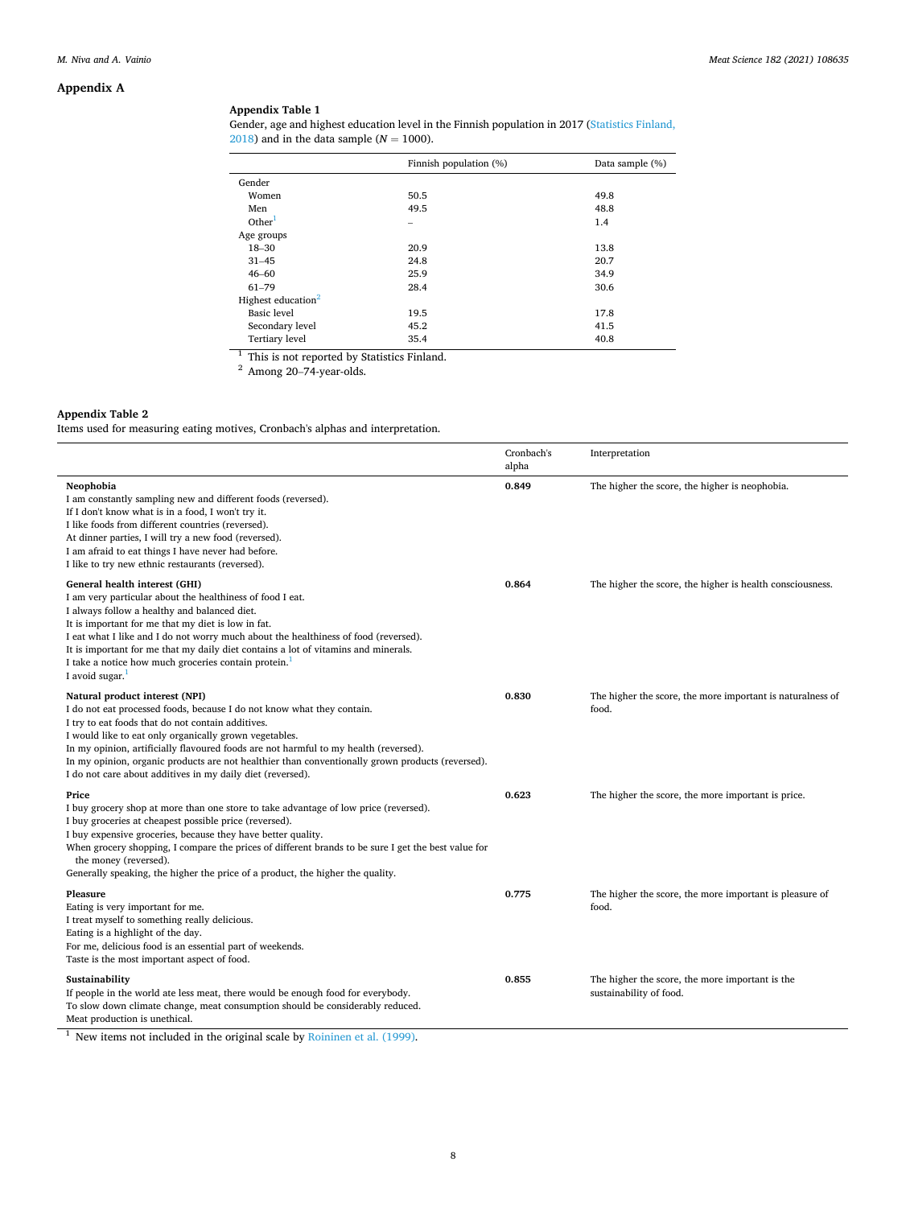## Appendix A

**Appendix Table 1**

Gender, age and highest education level in the Finnish population in 2017 (Statistics Finland, 2018) and in the data sample ($N = 1000$).

| | Finnish population (%) | Data sample (%) |
|---|---|---|
| Gender | | |
| Women | 50.5 | 49.8 |
| Men | 49.5 | 48.8 |
| Other[1] | – | 1.4 |
| Age groups | | |
| 18–30 | 20.9 | 13.8 |
| 31–45 | 24.8 | 20.7 |
| 46–60 | 25.9 | 34.9 |
| 61–79 | 28.4 | 30.6 |
| Highest education[2] | | |
| Basic level | 19.5 | 17.8 |
| Secondary level | 45.2 | 41.5 |
| Tertiary level | 35.4 | 40.8 |

[1] This is not reported by Statistics Finland.
[2] Among 20–74-year-olds.

**Appendix Table 2**

Items used for measuring eating motives, Cronbach's alphas and interpretation.

| | Cronbach's alpha | Interpretation |
|---|---|---|
| **Neophobia**<br>I am constantly sampling new and different foods (reversed).<br>If I don't know what is in a food, I won't try it.<br>I like foods from different countries (reversed).<br>At dinner parties, I will try a new food (reversed).<br>I am afraid to eat things I have never had before.<br>I like to try new ethnic restaurants (reversed). | **0.849** | The higher the score, the higher is neophobia. |
| **General health interest (GHI)**<br>I am very particular about the healthiness of food I eat.<br>I always follow a healthy and balanced diet.<br>It is important for me that my diet is low in fat.<br>I eat what I like and I do not worry much about the healthiness of food (reversed).<br>It is important for me that my daily diet contains a lot of vitamins and minerals.<br>I take a notice how much groceries contain protein.[1]<br>I avoid sugar.[1] | **0.864** | The higher the score, the higher is health consciousness. |
| **Natural product interest (NPI)**<br>I do not eat processed foods, because I do not know what they contain.<br>I try to eat foods that do not contain additives.<br>I would like to eat only organically grown vegetables.<br>In my opinion, artificially flavoured foods are not harmful to my health (reversed).<br>In my opinion, organic products are not healthier than conventionally grown products (reversed).<br>I do not care about additives in my daily diet (reversed). | **0.830** | The higher the score, the more important is naturalness of food. |
| **Price**<br>I buy grocery shop at more than one store to take advantage of low price (reversed).<br>I buy groceries at cheapest possible price (reversed).<br>I buy expensive groceries, because they have better quality.<br>When grocery shopping, I compare the prices of different brands to be sure I get the best value for the money (reversed).<br>Generally speaking, the higher the price of a product, the higher the quality. | **0.623** | The higher the score, the more important is price. |
| **Pleasure**<br>Eating is very important for me.<br>I treat myself to something really delicious.<br>Eating is a highlight of the day.<br>For me, delicious food is an essential part of weekends.<br>Taste is the most important aspect of food. | **0.775** | The higher the score, the more important is pleasure of food. |
| **Sustainability**<br>If people in the world ate less meat, there would be enough food for everybody.<br>To slow down climate change, meat consumption should be considerably reduced.<br>Meat production is unethical. | **0.855** | The higher the score, the more important is the sustainability of food. |

[1] New items not included in the original scale by Roininen et al. (1999).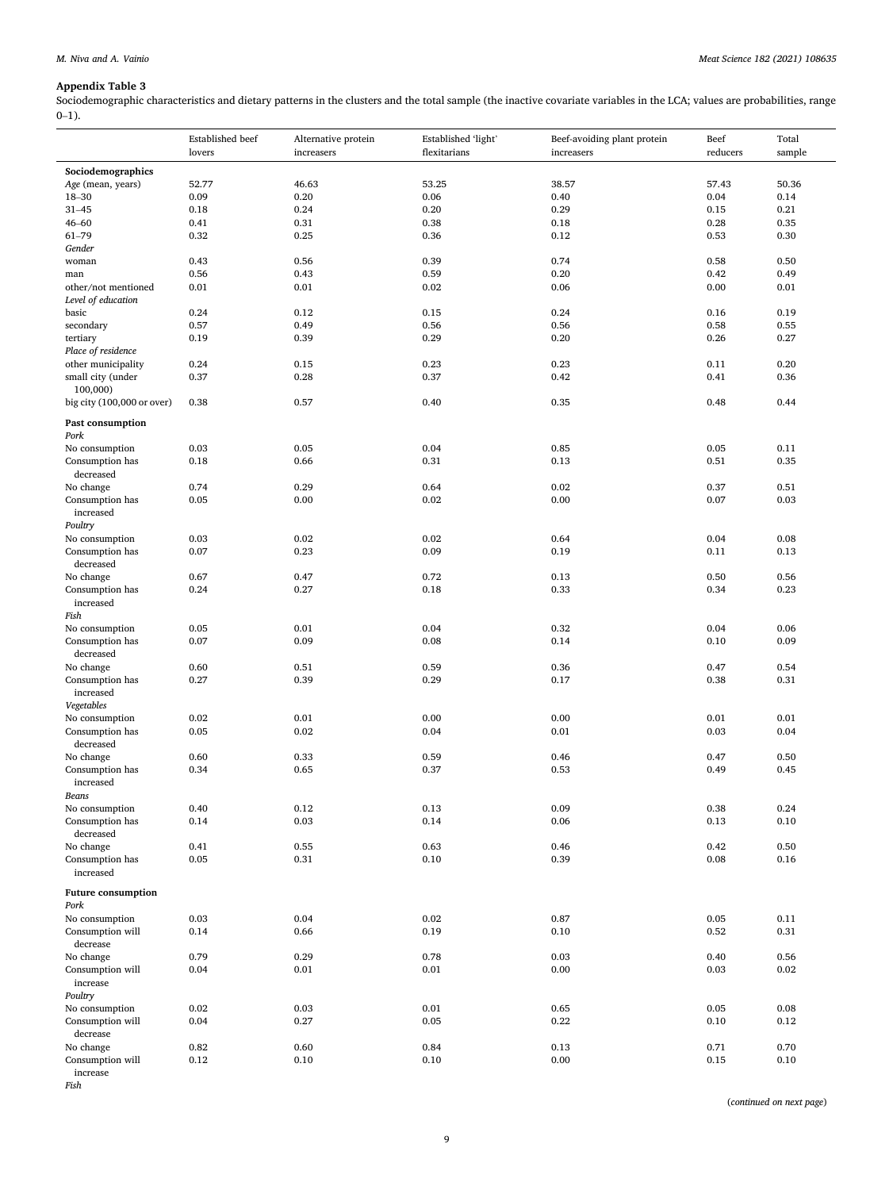**Appendix Table 3**

Sociodemographic characteristics and dietary patterns in the clusters and the total sample (the inactive covariate variables in the LCA; values are probabilities, range 0–1).

| | Established beef lovers | Alternative protein increasers | Established 'light' flexitarians | Beef-avoiding plant protein increasers | Beef reducers | Total sample |
|---|---|---|---|---|---|---|
| **Sociodemographics** | | | | | | |
| *Age* (mean, years) | 52.77 | 46.63 | 53.25 | 38.57 | 57.43 | 50.36 |
| 18–30 | 0.09 | 0.20 | 0.06 | 0.40 | 0.04 | 0.14 |
| 31–45 | 0.18 | 0.24 | 0.20 | 0.29 | 0.15 | 0.21 |
| 46–60 | 0.41 | 0.31 | 0.38 | 0.18 | 0.28 | 0.35 |
| 61–79 | 0.32 | 0.25 | 0.36 | 0.12 | 0.53 | 0.30 |
| *Gender* | | | | | | |
| woman | 0.43 | 0.56 | 0.39 | 0.74 | 0.58 | 0.50 |
| man | 0.56 | 0.43 | 0.59 | 0.20 | 0.42 | 0.49 |
| other/not mentioned | 0.01 | 0.01 | 0.02 | 0.06 | 0.00 | 0.01 |
| *Level of education* | | | | | | |
| basic | 0.24 | 0.12 | 0.15 | 0.24 | 0.16 | 0.19 |
| secondary | 0.57 | 0.49 | 0.56 | 0.56 | 0.58 | 0.55 |
| tertiary | 0.19 | 0.39 | 0.29 | 0.20 | 0.26 | 0.27 |
| *Place of residence* | | | | | | |
| other municipality | 0.24 | 0.15 | 0.23 | 0.23 | 0.11 | 0.20 |
| small city (under 100,000) | 0.37 | 0.28 | 0.37 | 0.42 | 0.41 | 0.36 |
| big city (100,000 or over) | 0.38 | 0.57 | 0.40 | 0.35 | 0.48 | 0.44 |
| **Past consumption** | | | | | | |
| *Pork* | | | | | | |
| No consumption | 0.03 | 0.05 | 0.04 | 0.85 | 0.05 | 0.11 |
| Consumption has decreased | 0.18 | 0.66 | 0.31 | 0.13 | 0.51 | 0.35 |
| No change | 0.74 | 0.29 | 0.64 | 0.02 | 0.37 | 0.51 |
| Consumption has increased | 0.05 | 0.00 | 0.02 | 0.00 | 0.07 | 0.03 |
| *Poultry* | | | | | | |
| No consumption | 0.03 | 0.02 | 0.02 | 0.64 | 0.04 | 0.08 |
| Consumption has decreased | 0.07 | 0.23 | 0.09 | 0.19 | 0.11 | 0.13 |
| No change | 0.67 | 0.47 | 0.72 | 0.13 | 0.50 | 0.56 |
| Consumption has increased | 0.24 | 0.27 | 0.18 | 0.33 | 0.34 | 0.23 |
| *Fish* | | | | | | |
| No consumption | 0.05 | 0.01 | 0.04 | 0.32 | 0.04 | 0.06 |
| Consumption has decreased | 0.07 | 0.09 | 0.08 | 0.14 | 0.10 | 0.09 |
| No change | 0.60 | 0.51 | 0.59 | 0.36 | 0.47 | 0.54 |
| Consumption has increased | 0.27 | 0.39 | 0.29 | 0.17 | 0.38 | 0.31 |
| *Vegetables* | | | | | | |
| No consumption | 0.02 | 0.01 | 0.00 | 0.00 | 0.01 | 0.01 |
| Consumption has decreased | 0.05 | 0.02 | 0.04 | 0.01 | 0.03 | 0.04 |
| No change | 0.60 | 0.33 | 0.59 | 0.46 | 0.47 | 0.50 |
| Consumption has increased | 0.34 | 0.65 | 0.37 | 0.53 | 0.49 | 0.45 |
| *Beans* | | | | | | |
| No consumption | 0.40 | 0.12 | 0.13 | 0.09 | 0.38 | 0.24 |
| Consumption has decreased | 0.14 | 0.03 | 0.14 | 0.06 | 0.13 | 0.10 |
| No change | 0.41 | 0.55 | 0.63 | 0.46 | 0.42 | 0.50 |
| Consumption has increased | 0.05 | 0.31 | 0.10 | 0.39 | 0.08 | 0.16 |
| **Future consumption** | | | | | | |
| *Pork* | | | | | | |
| No consumption | 0.03 | 0.04 | 0.02 | 0.87 | 0.05 | 0.11 |
| Consumption will decrease | 0.14 | 0.66 | 0.19 | 0.10 | 0.52 | 0.31 |
| No change | 0.79 | 0.29 | 0.78 | 0.03 | 0.40 | 0.56 |
| Consumption will increase | 0.04 | 0.01 | 0.01 | 0.00 | 0.03 | 0.02 |
| *Poultry* | | | | | | |
| No consumption | 0.02 | 0.03 | 0.01 | 0.65 | 0.05 | 0.08 |
| Consumption will decrease | 0.04 | 0.27 | 0.05 | 0.22 | 0.10 | 0.12 |
| No change | 0.82 | 0.60 | 0.84 | 0.13 | 0.71 | 0.70 |
| Consumption will increase | 0.12 | 0.10 | 0.10 | 0.00 | 0.15 | 0.10 |
| *Fish* | | | | | | |

(*continued on next page*)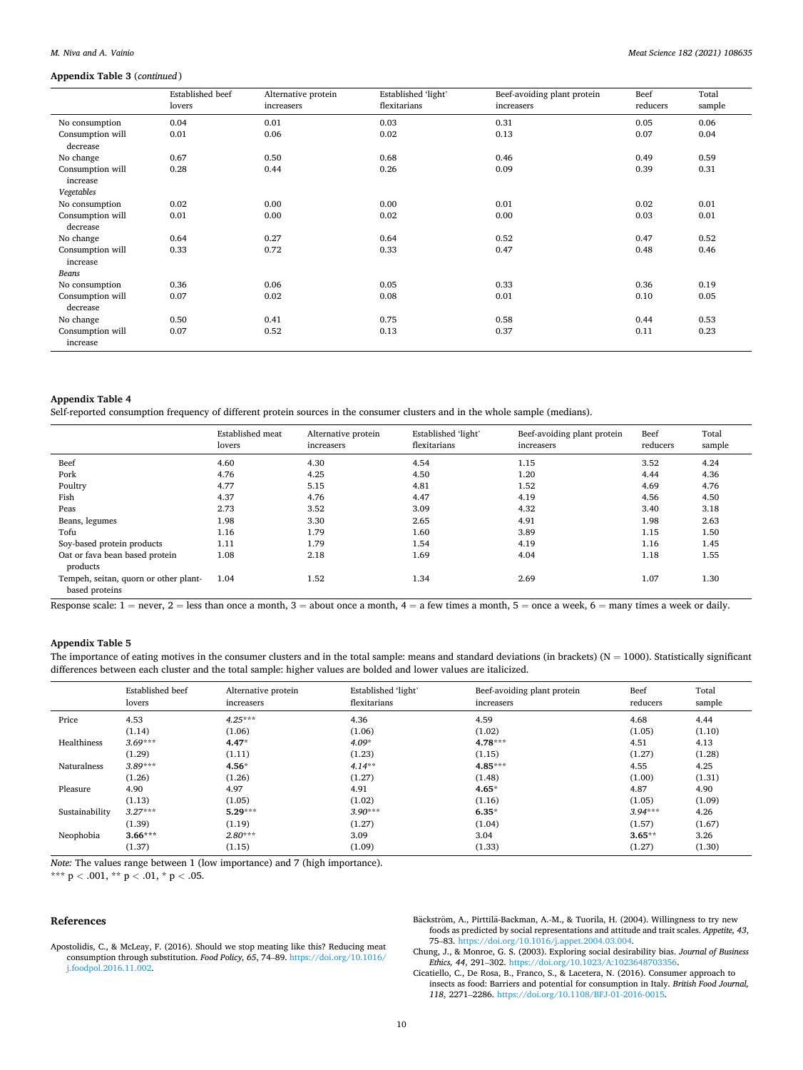**Appendix Table 3** (*continued*)

| | Established beef lovers | Alternative protein increasers | Established 'light' flexitarians | Beef-avoiding plant protein increasers | Beef reducers | Total sample |
|---|---|---|---|---|---|---|
| No consumption | 0.04 | 0.01 | 0.03 | 0.31 | 0.05 | 0.06 |
| Consumption will decrease | 0.01 | 0.06 | 0.02 | 0.13 | 0.07 | 0.04 |
| No change | 0.67 | 0.50 | 0.68 | 0.46 | 0.49 | 0.59 |
| Consumption will increase | 0.28 | 0.44 | 0.26 | 0.09 | 0.39 | 0.31 |
| *Vegetables* | | | | | | |
| No consumption | 0.02 | 0.00 | 0.00 | 0.01 | 0.02 | 0.01 |
| Consumption will decrease | 0.01 | 0.00 | 0.02 | 0.00 | 0.03 | 0.01 |
| No change | 0.64 | 0.27 | 0.64 | 0.52 | 0.47 | 0.52 |
| Consumption will increase | 0.33 | 0.72 | 0.33 | 0.47 | 0.48 | 0.46 |
| *Beans* | | | | | | |
| No consumption | 0.36 | 0.06 | 0.05 | 0.33 | 0.36 | 0.19 |
| Consumption will decrease | 0.07 | 0.02 | 0.08 | 0.01 | 0.10 | 0.05 |
| No change | 0.50 | 0.41 | 0.75 | 0.58 | 0.44 | 0.53 |
| Consumption will increase | 0.07 | 0.52 | 0.13 | 0.37 | 0.11 | 0.23 |

**Appendix Table 4**

Self-reported consumption frequency of different protein sources in the consumer clusters and in the whole sample (medians).

| | Established meat lovers | Alternative protein increasers | Established 'light' flexitarians | Beef-avoiding plant protein increasers | Beef reducers | Total sample |
|---|---|---|---|---|---|---|
| Beef | 4.60 | 4.30 | 4.54 | 1.15 | 3.52 | 4.24 |
| Pork | 4.76 | 4.25 | 4.50 | 1.20 | 4.44 | 4.36 |
| Poultry | 4.77 | 5.15 | 4.81 | 1.52 | 4.69 | 4.76 |
| Fish | 4.37 | 4.76 | 4.47 | 4.19 | 4.56 | 4.50 |
| Peas | 2.73 | 3.52 | 3.09 | 4.32 | 3.40 | 3.18 |
| Beans, legumes | 1.98 | 3.30 | 2.65 | 4.91 | 1.98 | 2.63 |
| Tofu | 1.16 | 1.79 | 1.60 | 3.89 | 1.15 | 1.50 |
| Soy-based protein products | 1.11 | 1.79 | 1.54 | 4.19 | 1.16 | 1.45 |
| Oat or fava bean based protein products | 1.08 | 2.18 | 1.69 | 4.04 | 1.18 | 1.55 |
| Tempeh, seitan, quorn or other plant-based proteins | 1.04 | 1.52 | 1.34 | 2.69 | 1.07 | 1.30 |

Response scale: 1 = never, 2 = less than once a month, 3 = about once a month, 4 = a few times a month, 5 = once a week, 6 = many times a week or daily.

**Appendix Table 5**

The importance of eating motives in the consumer clusters and in the total sample: means and standard deviations (in brackets) (N = 1000). Statistically significant differences between each cluster and the total sample: higher values are bolded and lower values are italicized.

| | Established beef lovers | Alternative protein increasers | Established 'light' flexitarians | Beef-avoiding plant protein increasers | Beef reducers | Total sample |
|---|---|---|---|---|---|---|
| Price | 4.53 (1.14) | *4.25****** (1.06) | 4.36 (1.06) | 4.59 (1.02) | 4.68 (1.05) | 4.44 (1.10) |
| Healthiness | *3.69****** (1.29) | **4.47*** (1.11) | *4.09** (1.23) | **4.78***** (1.15) | 4.51 (1.27) | 4.13 (1.28) |
| Naturalness | *3.89****** (1.26) | **4.56*** (1.26) | *4.14**** (1.27) | **4.85***** (1.48) | 4.55 (1.00) | 4.25 (1.31) |
| Pleasure | 4.90 (1.13) | 4.97 (1.05) | 4.91 (1.02) | **4.65*** (1.16) | 4.87 (1.05) | 4.90 (1.09) |
| Sustainability | *3.27****** (1.39) | **5.29***** (1.19) | *3.90****** (1.27) | **6.35*** (1.04) | *3.94****** (1.57) | 4.26 (1.67) |
| Neophobia | **3.66***** (1.37) | *2.80****** (1.15) | 3.09 (1.09) | 3.04 (1.33) | **3.65**** (1.27) | 3.26 (1.30) |

*Note:* The values range between 1 (low importance) and 7 (high importance).
*** $p < .001$, ** $p < .01$, * $p < .05$.

## References

Apostolidis, C., & McLeay, F. (2016). Should we stop meating like this? Reducing meat consumption through substitution. *Food Policy, 65*, 74–89. https://doi.org/10.1016/j.foodpol.2016.11.002.

Bäckström, A., Pirttilä-Backman, A.-M., & Tuorila, H. (2004). Willingness to try new foods as predicted by social representations and attitude and trait scales. *Appetite, 43*, 75–83. https://doi.org/10.1016/j.appet.2004.03.004.

Chung, J., & Monroe, G. S. (2003). Exploring social desirability bias. *Journal of Business Ethics, 44*, 291–302. https://doi.org/10.1023/A:1023648703356.

Cicatiello, C., De Rosa, B., Franco, S., & Lacetera, N. (2016). Consumer approach to insects as food: Barriers and potential for consumption in Italy. *British Food Journal, 118*, 2271–2286. https://doi.org/10.1108/BFJ-01-2016-0015.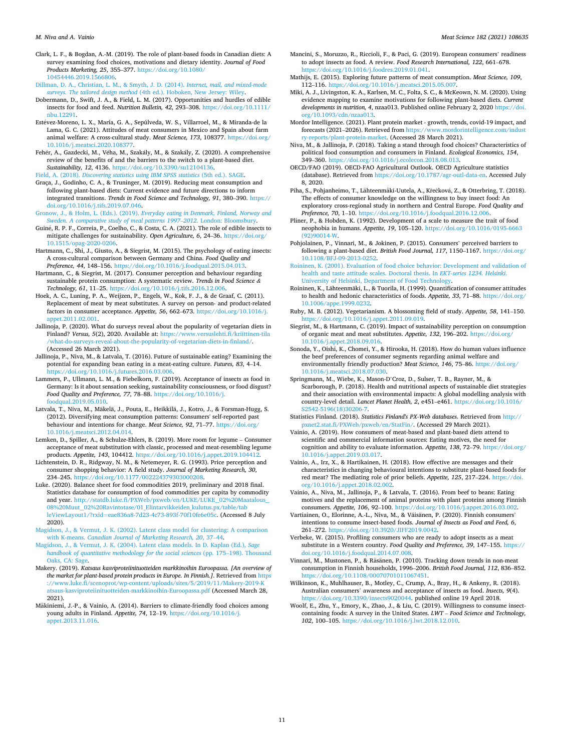Clark, L. F., & Bogdan, A.-M. (2019). The role of plant-based foods in Canadian diets: A survey examining food choices, motivations and dietary identity. *Journal of Food Products Marketing, 25*, 355–377. https://doi.org/10.1080/10454446.2019.1566806.

Dillman, D. A., Christian, L. M., & Smyth, J. D. (2014). *Internet, mail, and mixed-mode surveys. The tailored design method* (4th ed.). Hoboken, New Jersey: Wiley.

Dobermann, D., Swift, J. A., & Field, L. M. (2017). Opportunities and hurdles of edible insects for food and feed. *Nutrition Bulletin, 42*, 293–308. https://doi.org/10.1111/nbu.12291.

Estévez-Moreno, L. X., María, G. A., Sepúlveda, W. S., Villarroel, M., & Miranda-de la Lama, G. C. (2021). Attitudes of meat consumers in Mexico and Spain about farm animal welfare: A cross-cultural study. *Meat Science, 173*, 108377. https://doi.org/10.1016/j.meatsci.2020.108377.

Fehér, A., Gazdecki, M., Véha, M., Szakály, M., & Szakály, Z. (2020). A comprehensive review of the benefits of and the barriers to the switch to a plant-based diet. *Sustainability, 12*, 4136. https://doi.org/10.3390/su12104136.

Field, A. (2018). *Discovering statistics using IBM SPSS statistics* (5th ed.). SAGE.

Graça, J., Godinho, C. A., & Truninger, M. (2019). Reducing meat consumption and following plant-based diets: Current evidence and future directions to inform integrated transitions. *Trends in Food Science and Technology, 91*, 380–390. https://doi.org/10.1016/j.tifs.2019.07.046.

Gronow, J., & Holm, L. (Eds.). (2019). *Everyday eating in Denmark, Finland, Norway and Sweden. A comparative study of meal patterns 1997–2012.* London: Bloomsbury.

Guiné, R. P. F., Correia, P., Coelho, C., & Costa, C. A. (2021). The role of edible insects to mitigate challenges for sustainability. *Open Agriculture, 6*, 24–36. https://doi.org/10.1515/opag-2020-0206.

Hartmann, C., Shi, J., Giusto, A., & Siegrist, M. (2015). The psychology of eating insects: A cross-cultural comparison between Germany and China. *Food Quality and Preference, 44*, 148–156. https://doi.org/10.1016/j.foodqual.2015.04.013.

Hartmann, C., & Siegrist, M. (2017). Consumer perception and behaviour regarding sustainable protein consumption: A systematic review. *Trends in Food Science & Technology, 61*, 11–25. https://doi.org/10.1016/j.tifs.2016.12.006.

Hoek, A. C., Luning, P. A., Weijzen, P., Engels, W., Kok, F. J., & de Graaf, C. (2011). Replacement of meat by meat substitutes. A survey on person- and product-related factors in consumer acceptance. *Appetite, 56*, 662–673. https://doi.org/10.1016/j.appet.2011.02.001.

Jallinoja, P. (2020). What do surveys reveal about the popularity of vegetarian diets in Finland? *Versus, 5*(2), 2020. Available at: https://www.versuslehti.fi/kriittinen-tila/what-do-surveys-reveal-about-the-popularity-of-vegetarian-diets-in-finland/. (Accessed 26 March 2021).

Jallinoja, P., Niva, M., & Latvala, T. (2016). Future of sustainable eating? Examining the potential for expanding bean eating in a meat-eating culture. *Futures, 83*, 4–14. https://doi.org/10.1016/j.futures.2016.03.006.

Lammers, P., Ullmann, L. M., & Fiebelkorn, F. (2019). Acceptance of insects as food in Germany: Is it about sensation seeking, sustainability consciousness, or food disgust? *Food Quality and Preference, 77*, 78–88. https://doi.org/10.1016/j.foodqual.2019.05.010.

Latvala, T., Niva, M., Mäkelä, J., Pouta, E., Heikkilä, J., Kotro, J., & Forsman-Hugg, S. (2012). Diversifying meat consumption patterns: Consumers' self-reported past behaviour and intentions for change. *Meat Science, 92*, 71–77. https://doi.org/10.1016/j.meatsci.2012.04.014.

Lemken, D., Spiller, A., & Schulze-Ehlers, B. (2019). More room for legume – Consumer acceptance of meat substitution with classic, processed and meat-resembling legume products. *Appetite, 143*, 104412. https://doi.org/10.1016/j.appet.2019.104412.

Lichtenstein, D. R., Ridgway, N. M., & Netemeyer, R. G. (1993). Price perception and consumer shopping behavior: A field study. *Journal of Marketing Research, 30*, 234–245. https://doi.org/10.1177/002224379303000208.

Luke. (2020). Balance sheet for food commodities 2019, preliminary and 2018 final. Statistics database for consumption of food commodities per capita by commodity and year. http://statdb.luke.fi/PXWeb/pxweb/en/LUKE/LUKE__02%20Maatalous__08%20Muut__02%20Ravintotase/01_Elintarvikkeiden_kulutus.px/table/tableViewLayout1/?rxid=eae836a8-7d23-4c73-893f-70f10fe6e05c. (Accessed 8 July 2020).

Magidson, J., & Vermut, J. K. (2002). Latent class model for clustering: A comparison with K-means. *Canadian Journal of Marketing Research, 20*, 37–44.

Magidson, J., & Vermut, J. K. (2004). Latent class models. In D. Kaplan (Ed.), *Sage handbook of quantitative methodology for the social sciences* (pp. 175–198). Thousand Oaks, CA: Sage.

Makery. (2019). *Katsaus kasviproteiinituotteiden markkinoihin Euroopassa. [An overview of the market for plant-based protein products in Europe. In Finnish.]*. Retrieved from https://www.luke.fi/scenoprot/wp-content/uploads/sites/5/2019/11/Makery-2019-Katsaus-kasviproteiinituotteiden-markkinoihin-Euroopassa.pdf (Accessed March 28, 2021).

Mäkiniemi, J.-P., & Vainio, A. (2014). Barriers to climate-friendly food choices among young adults in Finland. *Appetite, 74*, 12–19. https://doi.org/10.1016/j.appet.2013.11.016.

Mancini, S., Moruzzo, R., Riccioli, F., & Paci, G. (2019). European consumers' readiness to adopt insects as food. A review. *Food Research International, 122*, 661–678. https://doi.org/10.1016/j.foodres.2019.01.041.

Mathijs, E. (2015). Exploring future patterns of meat consumption. *Meat Science, 109*, 112–116. https://doi.org/10.1016/j.meatsci.2015.05.007.

Miki, A. J., Livingston, K. A., Karlsen, M. C., Folta, S. C., & McKeown, N. M. (2020). Using evidence mapping to examine motivations for following plant-based diets. *Current developments in nutrition, 4*, nzaa013. Published online February 2, 2020 https://doi.org/10.1093/cdn/nzaa013.

Mordor Intelligence. (2021). Plant protein market - growth, trends, covid-19 impact, and forecasts (2021–2026). Retrieved from https://www.mordorintelligence.com/industry-reports/plant-protein-market. (Accessed 28 March 2021).

Niva, M., & Jallinoja, P. (2018). Taking a stand through food choices? Characteristics of political food consumption and consumers in Finland. *Ecological Economics, 154*, 349–360. https://doi.org/10.1016/j.ecolecon.2018.08.013.

OECD/FAO (2019). OECD-FAO Agricultural Outlook. OECD Agriculture statistics (database). Retrieved from https://doi.org/10.1787/agr-outl-data-en. Accessed July 8, 2020.

Piha, S., Pohjanheimo, T., Lähteenmäki-Uutela, A., Křečková, Z., & Otterbring, T. (2018). The effects of consumer knowledge on the willingness to buy insect food: An exploratory cross-regional study in northern and Central Europe. *Food Quality and Preference, 70*, 1–10. https://doi.org/10.1016/j.foodqual.2016.12.006.

Pliner, P., & Hobden, K. (1992). Development of a scale to measure the trait of food neophobia in humans. *Appetite, 19*, 105–120. https://doi.org/10.1016/0195-6663(92)90014-W.

Pohjolainen, P., Vinnari, M., & Jokinen, P. (2015). Consumers' perceived barriers to following a plant-based diet. *British Food Journal, 117*, 1150–1167. https://doi.org/10.1108/BFJ-09-2013-0252.

Roininen, K. (2001). Evaluation of food choice behavior: Development and validation of health and taste attitude scales. Doctoral thesis. In *EKT-series 1234. Helsinki.* University of Helsinki, Department of Food Technology.

Roininen, K., Lähteenmäki, L., & Tuorila, H. (1999). Quantification of consumer attitudes to health and hedonic characteristics of foods. *Appetite, 33*, 71–88. https://doi.org/10.1006/appe.1999.0232.

Ruby, M. B. (2012). Vegetarianism. A blossoming field of study. *Appetite, 58*, 141–150. https://doi.org/10.1016/j.appet.2011.09.019.

Siegrist, M., & Hartmann, C. (2019). Impact of sustainability perception on consumption of organic meat and meat substitutes. *Appetite, 132*, 196–202. https://doi.org/10.1016/j.appet.2018.09.016.

Sonoda, Y., Oishi, K., Chomei, Y., & Hirooka, H. (2018). How do human values influence the beef preferences of consumer segments regarding animal welfare and environmentally friendly production? *Meat Science, 146*, 75–86. https://doi.org/10.1016/j.meatsci.2018.07.030.

Springmann, M., Wiebe, K., Mason-D'Croz, D., Sulser, T. B., Rayner, M., & Scarborough, P. (2018). Health and nutritional aspects of sustainable diet strategies and their association with environmental impacts: A global modelling analysis with country-level detail. *Lancet Planet Health, 2*, e451–e461. https://doi.org/10.1016/S2542-5196(18)30206-7.

Statistics Finland. (2018). *Statistics Finland's PX-Web databases.* Retrieved from http://pxnet2.stat.fi/PXWeb/pxweb/en/StatFin/. (Accessed 29 March 2021).

Vainio, A. (2019). How consumers of meat-based and plant-based diets attend to scientific and commercial information sources: Eating motives, the need for cognition and ability to evaluate information. *Appetite, 138*, 72–79. https://doi.org/10.1016/j.appet.2019.03.017.

Vainio, A., Irz, X., & Hartikainen, H. (2018). How effective are messages and their characteristics in changing behavioural intentions to substitute plant-based foods for red meat? The mediating role of prior beliefs. *Appetite, 125*, 217–224. https://doi.org/10.1016/j.appet.2018.02.002.

Vainio, A., Niva, M., Jallinoja, P., & Latvala, T. (2016). From beef to beans: Eating motives and the replacement of animal proteins with plant proteins among Finnish consumers. *Appetite, 106*, 92–100. https://doi.org/10.1016/j.appet.2016.03.002.

Vartiainen, O., Elorinne, A.-L., Niva, M., & Väisänen, P. (2020). Finnish consumers' intentions to consume insect-based foods. *Journal of Insects as Food and Feed, 6*, 261–272. https://doi.org/10.3920/JIFF2019.0042.

Verbeke, W. (2015). Profiling consumers who are ready to adopt insects as a meat substitute in a Western country. *Food Quality and Preference, 39*, 147–155. https://doi.org/10.1016/j.foodqual.2014.07.008.

Vinnari, M., Mustonen, P., & Räsänen, P. (2010). Tracking down trends in non-meat consumption in Finnish households, 1996–2006. *British Food Journal, 112*, 836–852. https://doi.org/10.1108/00070701011067451.

Wilkinson, K., Muhlhauser, B., Motley, C., Crump, A., Bray, H., & Ankeny, R. (2018). Australian consumers' awareness and acceptance of insects as food. *Insects, 9*(4). https://doi.org/10.3390/insects9020044. published online 19 April 2018.

Woolf, E., Zhu, Y., Emory, K., Zhao, J., & Liu, C. (2019). Willingness to consume insect-containing foods: A survey in the United States. *LWT – Food Science and Technology, 102*, 100–105. https://doi.org/10.1016/j.lwt.2018.12.010.